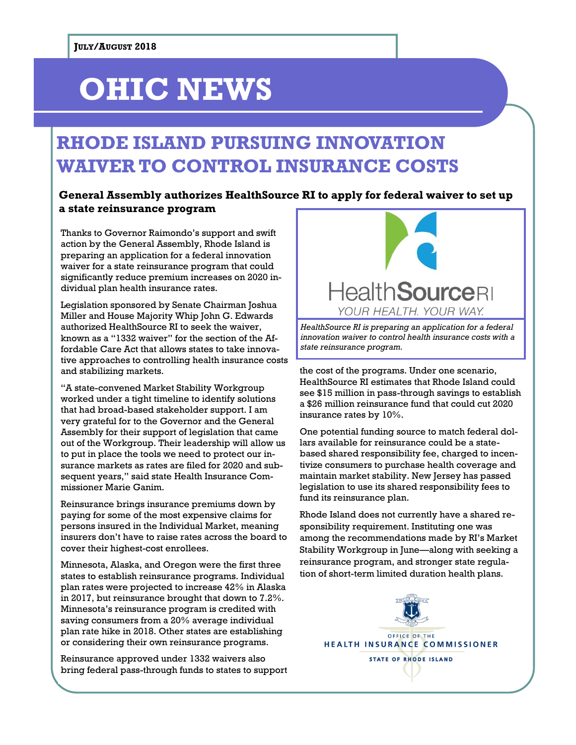JULY/AUGUST 2018

# OHIC NEWS

## RHODE ISLAND PURSUING INNOVATION WAIVER TO CONTROL INSURANCE COSTS

### General Assembly authorizes HealthSource RI to apply for federal waiver to set up a state reinsurance program

Thanks to Governor Raimondo's support and swift action by the General Assembly, Rhode Island is preparing an application for a federal innovation waiver for a state reinsurance program that could significantly reduce premium increases on 2020 individual plan health insurance rates.

Legislation sponsored by Senate Chairman Joshua Miller and House Majority Whip John G. Edwards authorized HealthSource RI to seek the waiver, known as a "1332 waiver" for the section of the Affordable Care Act that allows states to take innovative approaches to controlling health insurance costs and stabilizing markets.

"A state-convened Market Stability Workgroup worked under a tight timeline to identify solutions that had broad-based stakeholder support. I am very grateful for to the Governor and the General Assembly for their support of legislation that came out of the Workgroup. Their leadership will allow us to put in place the tools we need to protect our insurance markets as rates are filed for 2020 and subsequent years," said state Health Insurance Commissioner Marie Ganim.

Reinsurance brings insurance premiums down by paying for some of the most expensive claims for persons insured in the Individual Market, meaning insurers don't have to raise rates across the board to cover their highest-cost enrollees.

Minnesota, Alaska, and Oregon were the first three states to establish reinsurance programs. Individual plan rates were projected to increase 42% in Alaska in 2017, but reinsurance brought that down to 7.2%. Minnesota's reinsurance program is credited with saving consumers from a 20% average individual plan rate hike in 2018. Other states are establishing or considering their own reinsurance programs.

Reinsurance approved under 1332 waivers also bring federal pass-through funds to states to support the cost of the programs. Under one scenario, HealthSource RI estimates that Rhode Island could see $15 million in pass-through savings to establish a $26 million reinsurance fund that could cut 2020 insurance rates by 10%.

HealthSource RI — YOUR HEALTH. YOUR WAY.

*HealthSource RI is preparing an application for a federal innovation waiver to control health insurance costs with a state reinsurance program.*

One potential funding source to match federal dollars available for reinsurance could be a state-based shared responsibility fee, charged to incentivize consumers to purchase health coverage and maintain market stability. New Jersey has passed legislation to use its shared responsibility fees to fund its reinsurance plan.

Rhode Island does not currently have a shared responsibility requirement. Instituting one was among the recommendations made by RI's Market Stability Workgroup in June—along with seeking a reinsurance program, and stronger state regulation of short-term limited duration health plans.

OFFICE OF THE HEALTH INSURANCE COMMISSIONER
STATE OF RHODE ISLAND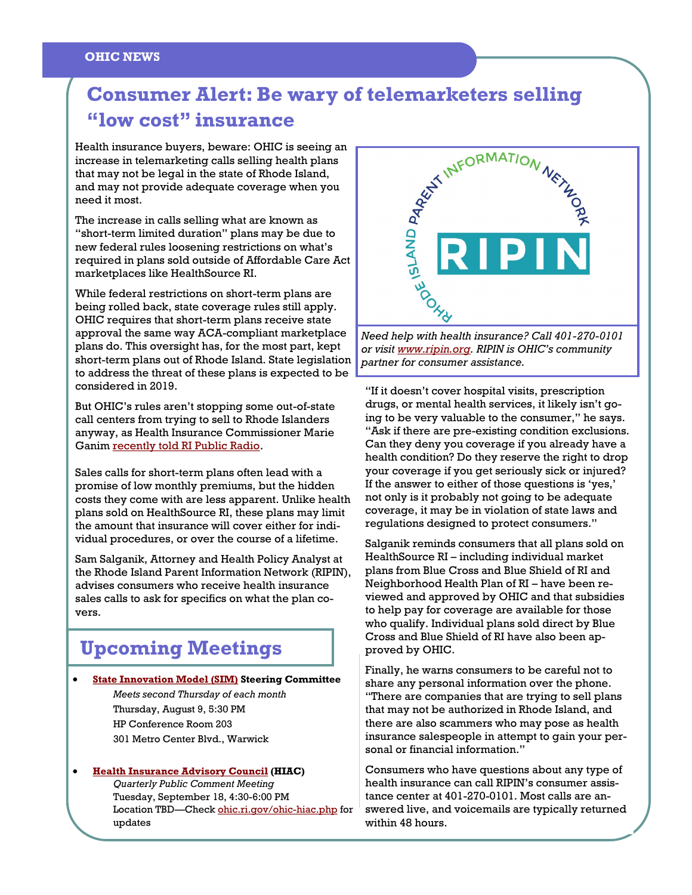OHIC NEWS

# Consumer Alert: Be wary of telemarketers selling "low cost" insurance

Health insurance buyers, beware: OHIC is seeing an increase in telemarketing calls selling health plans that may not be legal in the state of Rhode Island, and may not provide adequate coverage when you need it most.

The increase in calls selling what are known as "short-term limited duration" plans may be due to new federal rules loosening restrictions on what's required in plans sold outside of Affordable Care Act marketplaces like HealthSource RI.

While federal restrictions on short-term plans are being rolled back, state coverage rules still apply. OHIC requires that short-term plans receive state approval the same way ACA-compliant marketplace plans do. This oversight has, for the most part, kept short-term plans out of Rhode Island. State legislation to address the threat of these plans is expected to be considered in 2019.

But OHIC's rules aren't stopping some out-of-state call centers from trying to sell to Rhode Islanders anyway, as Health Insurance Commissioner Marie Ganim recently told RI Public Radio.

Sales calls for short-term plans often lead with a promise of low monthly premiums, but the hidden costs they come with are less apparent. Unlike health plans sold on HealthSource RI, these plans may limit the amount that insurance will cover either for individual procedures, or over the course of a lifetime.

Sam Salganik, Attorney and Health Policy Analyst at the Rhode Island Parent Information Network (RIPIN), advises consumers who receive health insurance sales calls to ask for specifics on what the plan covers.

RHODE ISLAND PARENT INFORMATION NETWORK

RIPIN

*Need help with health insurance? Call 401-270-0101 or visit www.ripin.org. RIPIN is OHIC's community partner for consumer assistance.*

"If it doesn't cover hospital visits, prescription drugs, or mental health services, it likely isn't going to be very valuable to the consumer," he says. "Ask if there are pre-existing condition exclusions. Can they deny you coverage if you already have a health condition? Do they reserve the right to drop your coverage if you get seriously sick or injured? If the answer to either of those questions is 'yes,' not only is it probably not going to be adequate coverage, it may be in violation of state laws and regulations designed to protect consumers."

Salganik reminds consumers that all plans sold on HealthSource RI – including individual market plans from Blue Cross and Blue Shield of RI and Neighborhood Health Plan of RI – have been reviewed and approved by OHIC and that subsidies to help pay for coverage are available for those who qualify. Individual plans sold direct by Blue Cross and Blue Shield of RI have also been approved by OHIC.

Finally, he warns consumers to be careful not to share any personal information over the phone. "There are companies that are trying to sell plans that may not be authorized in Rhode Island, and there are also scammers who may pose as health insurance salespeople in attempt to gain your personal or financial information."

Consumers who have questions about any type of health insurance can call RIPIN's consumer assistance center at 401-270-0101. Most calls are answered live, and voicemails are typically returned within 48 hours.

## Upcoming Meetings

- **State Innovation Model (SIM) Steering Committee**
  *Meets second Thursday of each month*
  Thursday, August 9, 5:30 PM
  HP Conference Room 203
  301 Metro Center Blvd., Warwick

- **Health Insurance Advisory Council (HIAC)**
  *Quarterly Public Comment Meeting*
  Tuesday, September 18, 4:30-6:00 PM
  Location TBD—Check ohic.ri.gov/ohic-hiac.php for updates